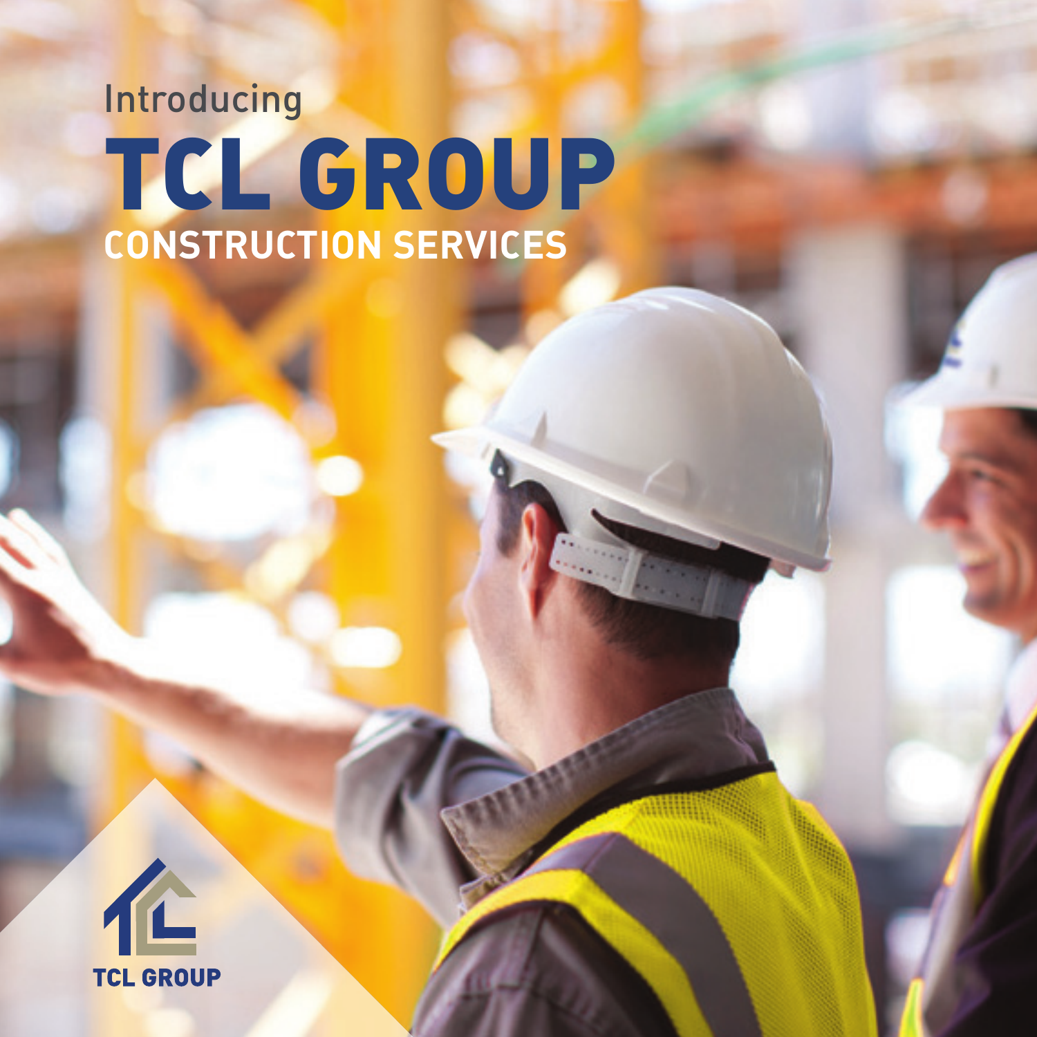Introducing

# TCL GROUP

## CONSTRUCTION SERVICES

TCL GROUP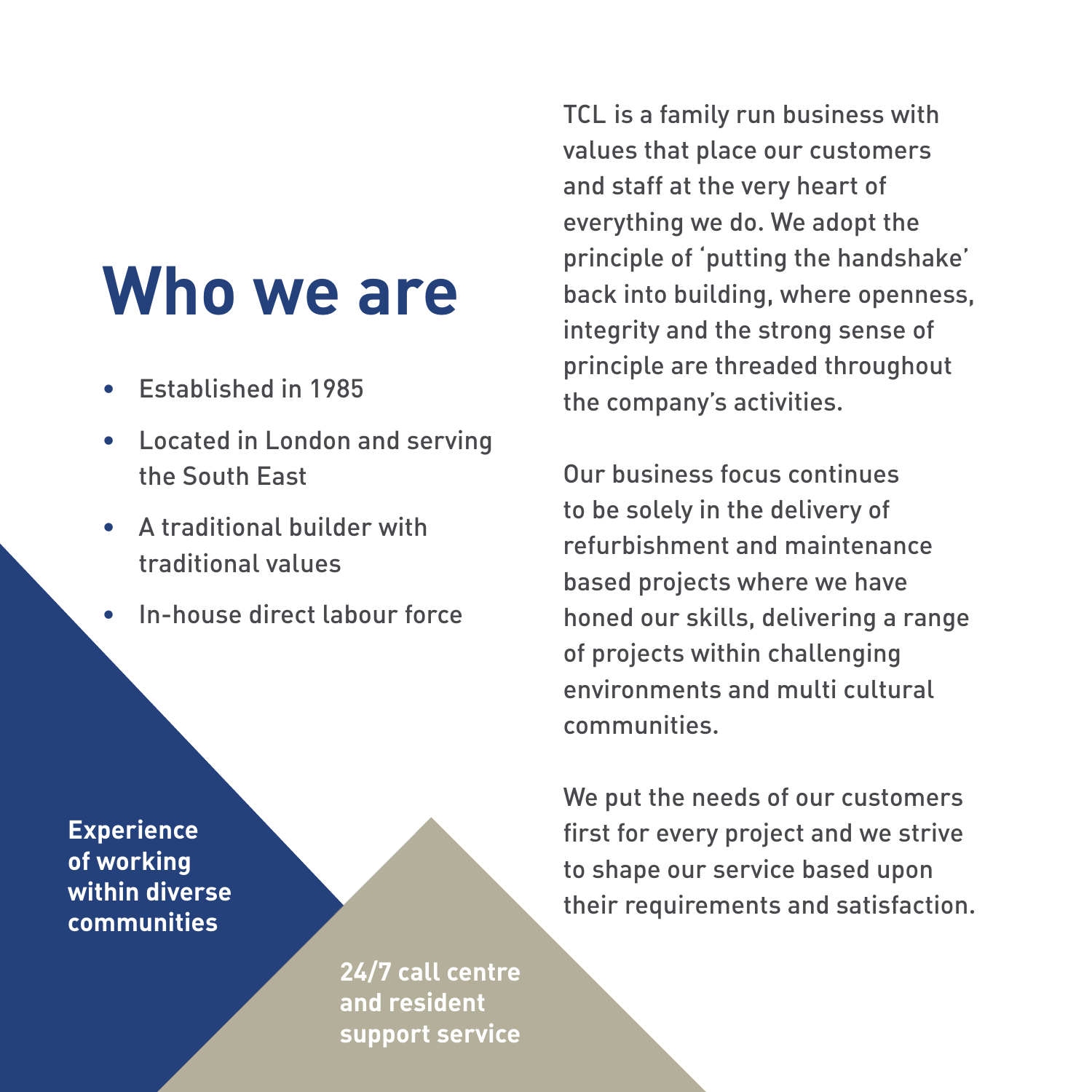# Who we are

- Established in 1985
- Located in London and serving the South East
- A traditional builder with traditional values
- In-house direct labour force

**Experience of working within diverse communities**

**24/7 call centre and resident support service**

TCL is a family run business with values that place our customers and staff at the very heart of everything we do. We adopt the principle of 'putting the handshake' back into building, where openness, integrity and the strong sense of principle are threaded throughout the company's activities.

Our business focus continues to be solely in the delivery of refurbishment and maintenance based projects where we have honed our skills, delivering a range of projects within challenging environments and multi cultural communities.

We put the needs of our customers first for every project and we strive to shape our service based upon their requirements and satisfaction.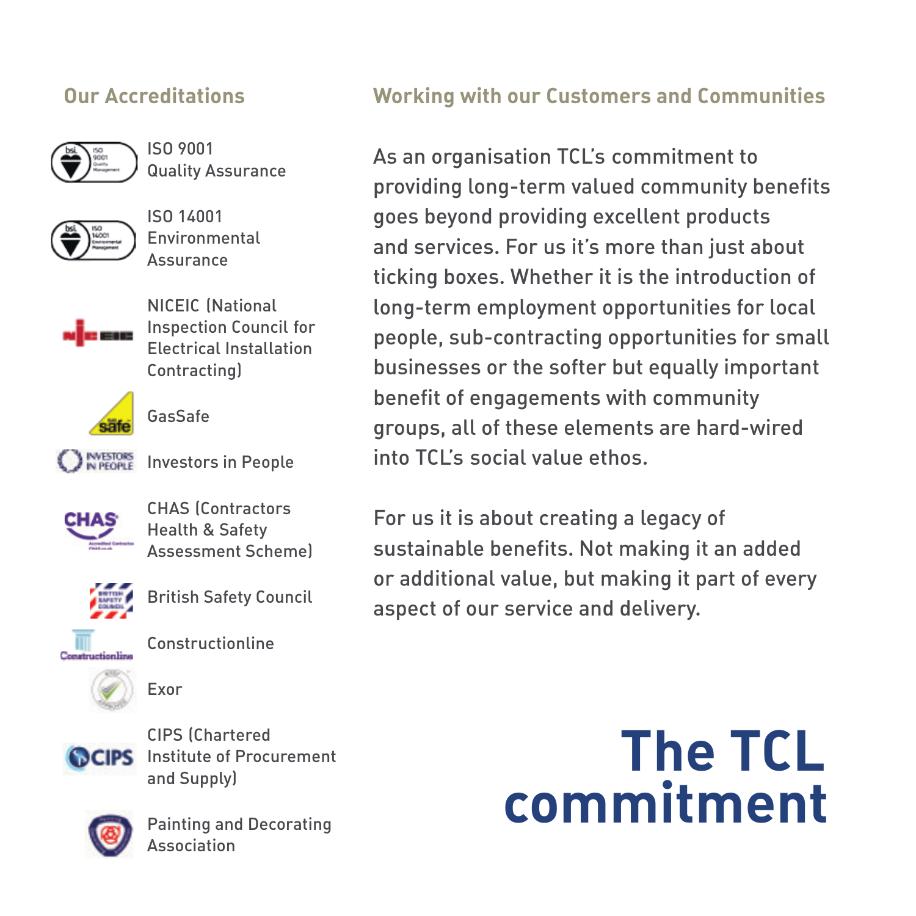## Our Accreditations

- ISO 9001 Quality Assurance
- ISO 14001 Environmental Assurance
- NICEIC (National Inspection Council for Electrical Installation Contracting)
- GasSafe
- Investors in People
- CHAS (Contractors Health & Safety Assessment Scheme)
- British Safety Council
- Constructionline
- Exor
- CIPS (Chartered Institute of Procurement and Supply)
- Painting and Decorating Association

## Working with our Customers and Communities

As an organisation TCL's commitment to providing long-term valued community benefits goes beyond providing excellent products and services. For us it's more than just about ticking boxes. Whether it is the introduction of long-term employment opportunities for local people, sub-contracting opportunities for small businesses or the softer but equally important benefit of engagements with community groups, all of these elements are hard-wired into TCL's social value ethos.

For us it is about creating a legacy of sustainable benefits. Not making it an added or additional value, but making it part of every aspect of our service and delivery.

# The TCL commitment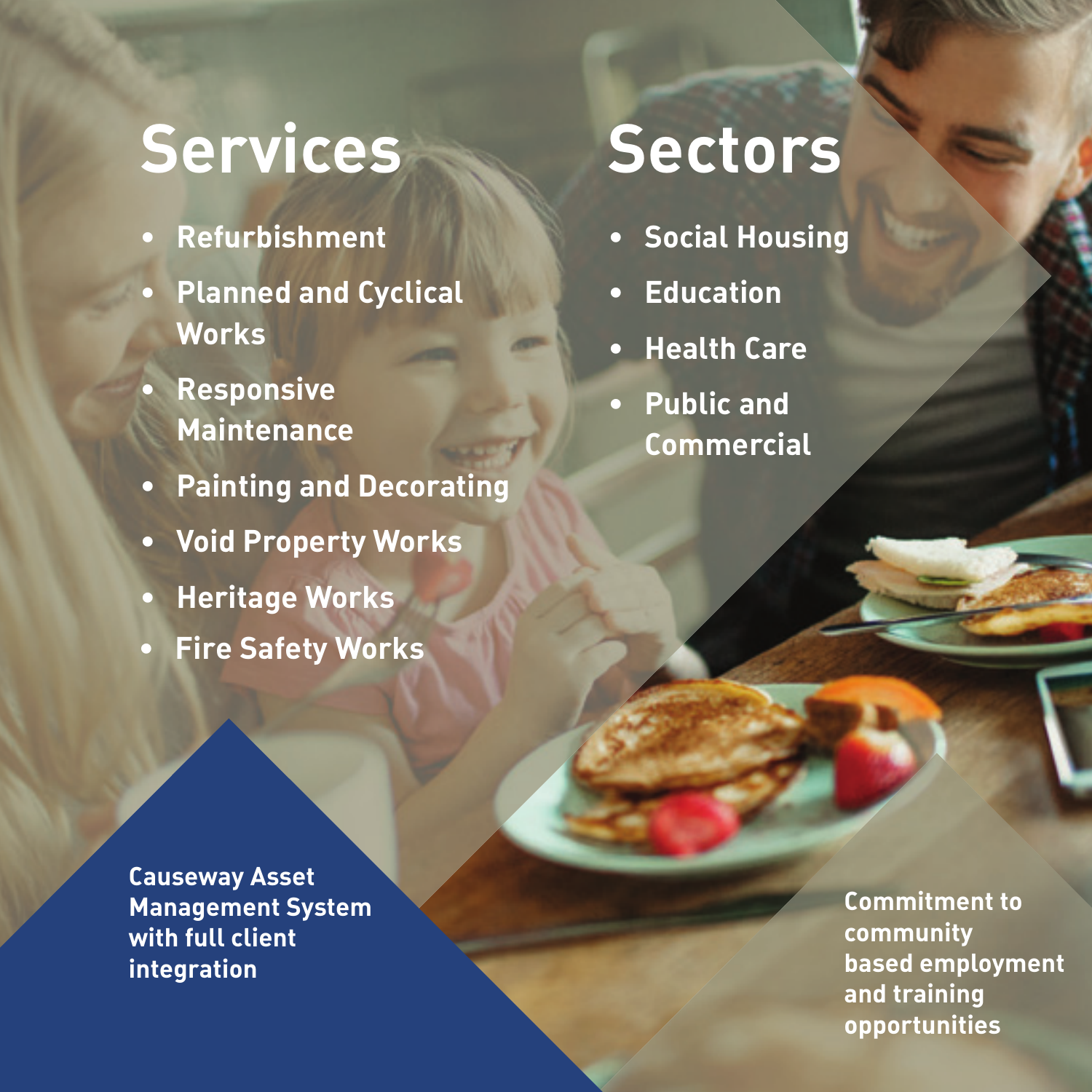## Services

- Refurbishment
- Planned and Cyclical Works
- Responsive Maintenance
- Painting and Decorating
- Void Property Works
- Heritage Works
- Fire Safety Works

## Sectors

- Social Housing
- Education
- Health Care
- Public and Commercial

**Causeway Asset Management System with full client integration**

**Commitment to community based employment and training opportunities**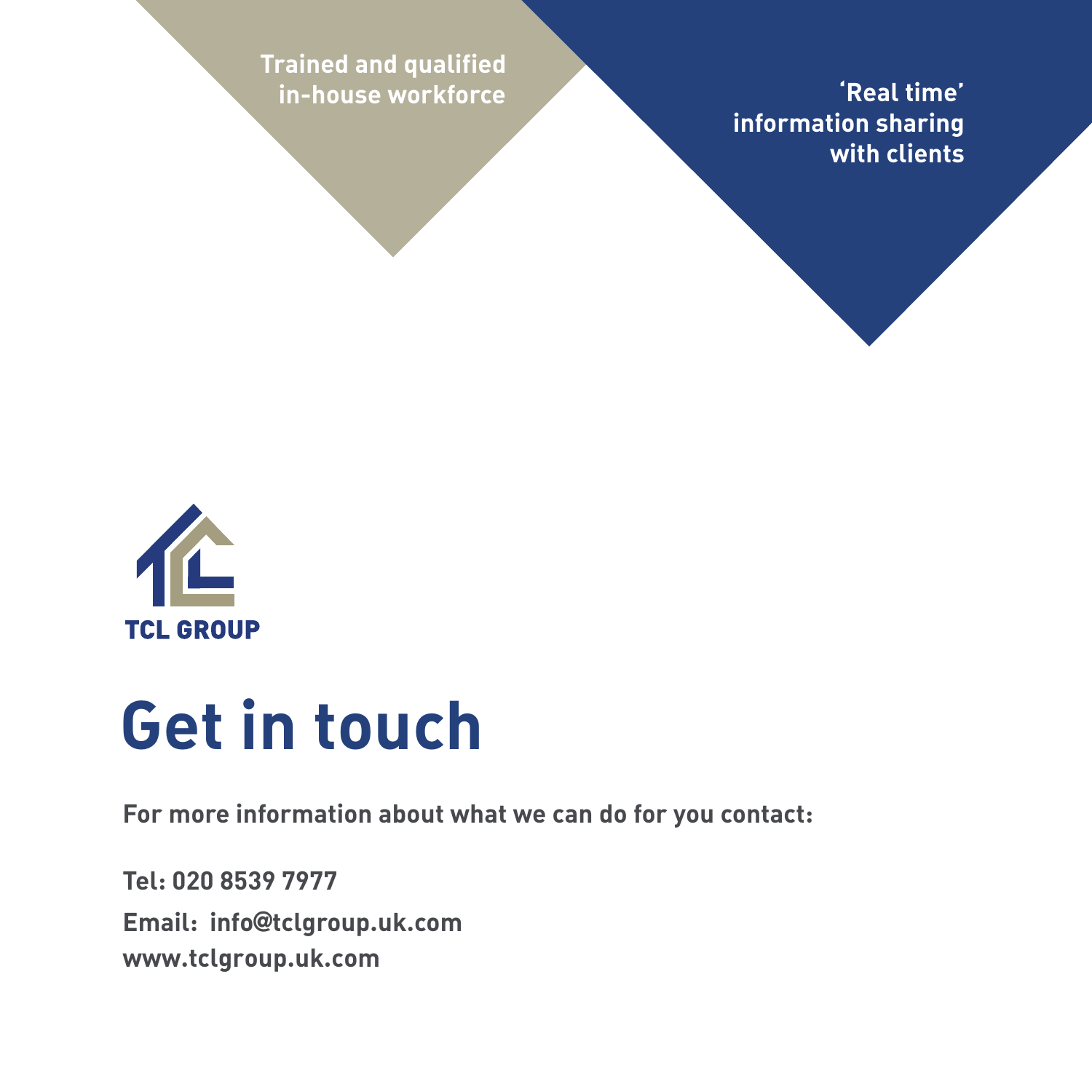Trained and qualified in-house workforce

'Real time' information sharing with clients

TCL GROUP

# Get in touch

**For more information about what we can do for you contact:**

**Tel: 020 8539 7977**

**Email: info@tclgroup.uk.com**

**www.tclgroup.uk.com**